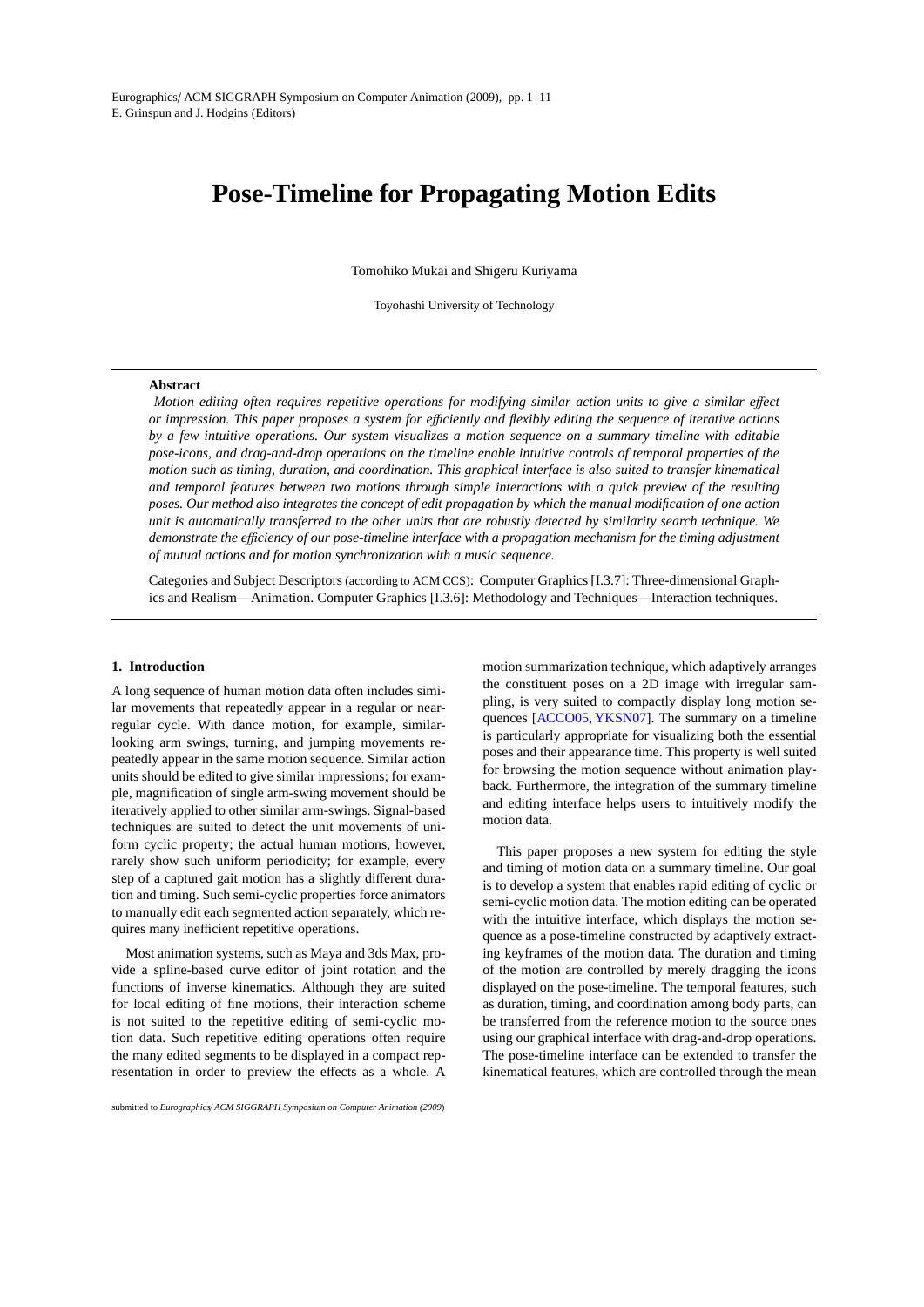# Pose-Timeline for Propagating Motion Edits

Tomohiko Mukai and Shigeru Kuriyama

Toyohashi University of Technology

---

**Abstract**

*Motion editing often requires repetitive operations for modifying similar action units to give a similar effect or impression. This paper proposes a system for efficiently and flexibly editing the sequence of iterative actions by a few intuitive operations. Our system visualizes a motion sequence on a summary timeline with editable pose-icons, and drag-and-drop operations on the timeline enable intuitive controls of temporal properties of the motion such as timing, duration, and coordination. This graphical interface is also suited to transfer kinematical and temporal features between two motions through simple interactions with a quick preview of the resulting poses. Our method also integrates the concept of edit propagation by which the manual modification of one action unit is automatically transferred to the other units that are robustly detected by similarity search technique. We demonstrate the efficiency of our pose-timeline interface with a propagation mechanism for the timing adjustment of mutual actions and for motion synchronization with a music sequence.*

Categories and Subject Descriptors (according to ACM CCS): Computer Graphics [I.3.7]: Three-dimensional Graphics and Realism—Animation. Computer Graphics [I.3.6]: Methodology and Techniques—Interaction techniques.

---

## 1. Introduction

A long sequence of human motion data often includes similar movements that repeatedly appear in a regular or near-regular cycle. With dance motion, for example, similar-looking arm swings, turning, and jumping movements repeatedly appear in the same motion sequence. Similar action units should be edited to give similar impressions; for example, magnification of single arm-swing movement should be iteratively applied to other similar arm-swings. Signal-based techniques are suited to detect the unit movements of uniform cyclic property; the actual human motions, however, rarely show such uniform periodicity; for example, every step of a captured gait motion has a slightly different duration and timing. Such semi-cyclic properties force animators to manually edit each segmented action separately, which requires many inefficient repetitive operations.

Most animation systems, such as Maya and 3ds Max, provide a spline-based curve editor of joint rotation and the functions of inverse kinematics. Although they are suited for local editing of fine motions, their interaction scheme is not suited to the repetitive editing of semi-cyclic motion data. Such repetitive editing operations often require the many edited segments to be displayed in a compact representation in order to preview the effects as a whole. A motion summarization technique, which adaptively arranges the constituent poses on a 2D image with irregular sampling, is very suited to compactly display long motion sequences [ACCO05, YKSN07]. The summary on a timeline is particularly appropriate for visualizing both the essential poses and their appearance time. This property is well suited for browsing the motion sequence without animation playback. Furthermore, the integration of the summary timeline and editing interface helps users to intuitively modify the motion data.

This paper proposes a new system for editing the style and timing of motion data on a summary timeline. Our goal is to develop a system that enables rapid editing of cyclic or semi-cyclic motion data. The motion editing can be operated with the intuitive interface, which displays the motion sequence as a pose-timeline constructed by adaptively extracting keyframes of the motion data. The duration and timing of the motion are controlled by merely dragging the icons displayed on the pose-timeline. The temporal features, such as duration, timing, and coordination among body parts, can be transferred from the reference motion to the source ones using our graphical interface with drag-and-drop operations. The pose-timeline interface can be extended to transfer the kinematical features, which are controlled through the mean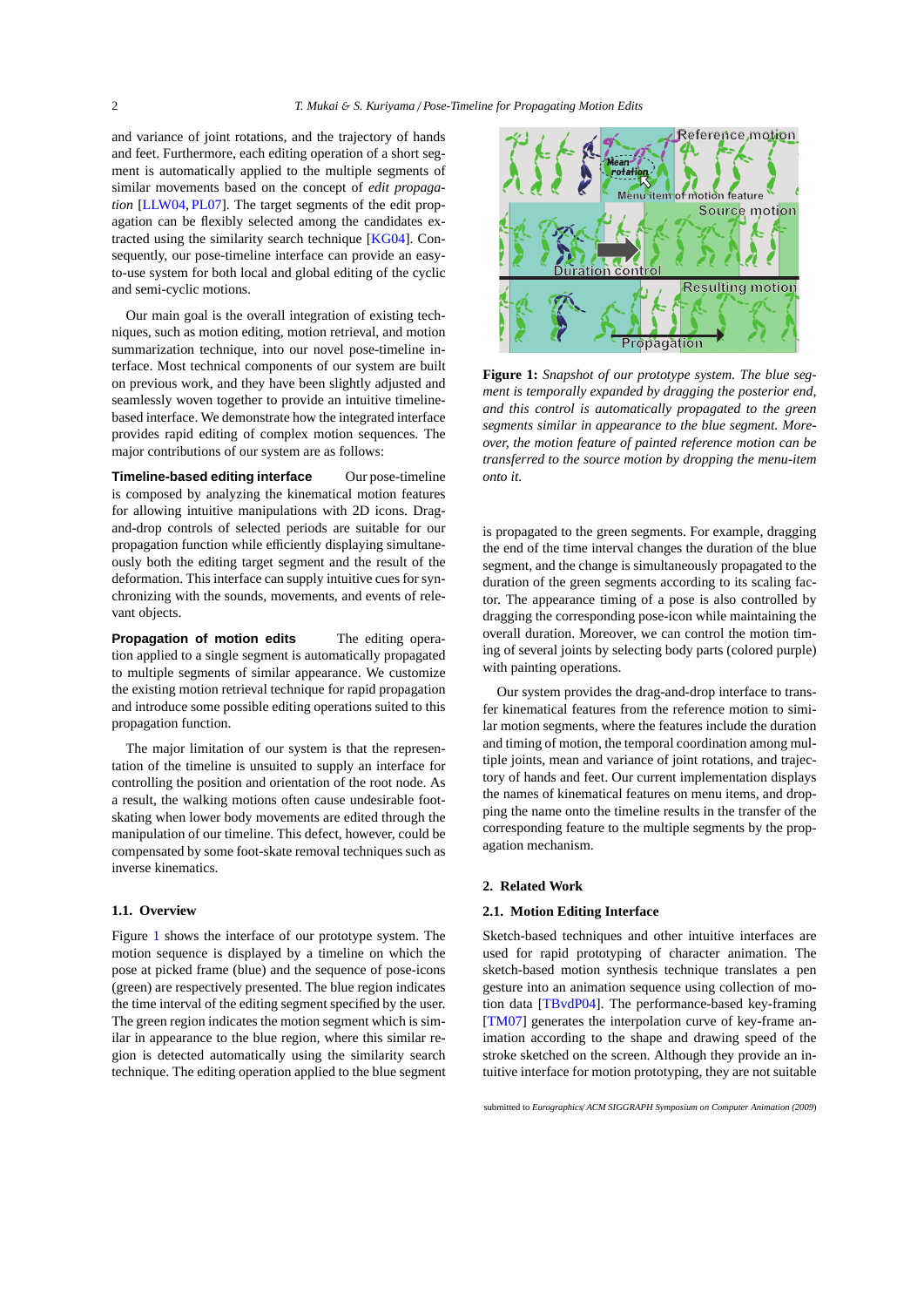and variance of joint rotations, and the trajectory of hands and feet. Furthermore, each editing operation of a short segment is automatically applied to the multiple segments of similar movements based on the concept of *edit propagation* [LLW04, PL07]. The target segments of the edit propagation can be flexibly selected among the candidates extracted using the similarity search technique [KG04]. Consequently, our pose-timeline interface can provide an easy-to-use system for both local and global editing of the cyclic and semi-cyclic motions.

Our main goal is the overall integration of existing techniques, such as motion editing, motion retrieval, and motion summarization technique, into our novel pose-timeline interface. Most technical components of our system are built on previous work, and they have been slightly adjusted and seamlessly woven together to provide an intuitive timeline-based interface. We demonstrate how the integrated interface provides rapid editing of complex motion sequences. The major contributions of our system are as follows:

**Timeline-based editing interface** Our pose-timeline is composed by analyzing the kinematical motion features for allowing intuitive manipulations with 2D icons. Drag-and-drop controls of selected periods are suitable for our propagation function while efficiently displaying simultaneously both the editing target segment and the result of the deformation. This interface can supply intuitive cues for synchronizing with the sounds, movements, and events of relevant objects.

**Propagation of motion edits** The editing operation applied to a single segment is automatically propagated to multiple segments of similar appearance. We customize the existing motion retrieval technique for rapid propagation and introduce some possible editing operations suited to this propagation function.

The major limitation of our system is that the representation of the timeline is unsuited to supply an interface for controlling the position and orientation of the root node. As a result, the walking motions often cause undesirable foot-skating when lower body movements are edited through the manipulation of our timeline. This defect, however, could be compensated by some foot-skate removal techniques such as inverse kinematics.

### 1.1. Overview

Figure 1 shows the interface of our prototype system. The motion sequence is displayed by a timeline on which the pose at picked frame (blue) and the sequence of pose-icons (green) are respectively presented. The blue region indicates the time interval of the editing segment specified by the user. The green region indicates the motion segment which is similar in appearance to the blue region, where this similar region is detected automatically using the similarity search technique. The editing operation applied to the blue segment is propagated to the green segments. For example, dragging the end of the time interval changes the duration of the blue segment, and the change is simultaneously propagated to the duration of the green segments according to its scaling factor. The appearance timing of a pose is also controlled by dragging the corresponding pose-icon while maintaining the overall duration. Moreover, we can control the motion timing of several joints by selecting body parts (colored purple) with painting operations.

Reference motion
Mean rotation
Menu item of motion feature
Source motion
Duration control
Resulting motion
Propagation

**Figure 1:** *Snapshot of our prototype system. The blue segment is temporally expanded by dragging the posterior end, and this control is automatically propagated to the green segments similar in appearance to the blue segment. Moreover, the motion feature of painted reference motion can be transferred to the source motion by dropping the menu-item onto it.*

Our system provides the drag-and-drop interface to transfer kinematical features from the reference motion to similar motion segments, where the features include the duration and timing of motion, the temporal coordination among multiple joints, mean and variance of joint rotations, and trajectory of hands and feet. Our current implementation displays the names of kinematical features on menu items, and dropping the name onto the timeline results in the transfer of the corresponding feature to the multiple segments by the propagation mechanism.

## 2. Related Work

### 2.1. Motion Editing Interface

Sketch-based techniques and other intuitive interfaces are used for rapid prototyping of character animation. The sketch-based motion synthesis technique translates a pen gesture into an animation sequence using collection of motion data [TBvdP04]. The performance-based key-framing [TM07] generates the interpolation curve of key-frame animation according to the shape and drawing speed of the stroke sketched on the screen. Although they provide an intuitive interface for motion prototyping, they are not suitable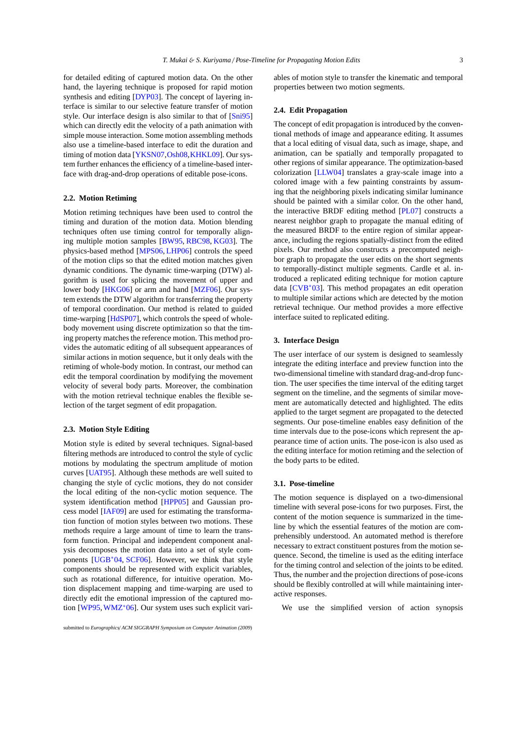for detailed editing of captured motion data. On the other hand, the layering technique is proposed for rapid motion synthesis and editing [DYP03]. The concept of layering interface is similar to our selective feature transfer of motion style. Our interface design is also similar to that of [Sni95] which can directly edit the velocity of a path animation with simple mouse interaction. Some motion assembling methods also use a timeline-based interface to edit the duration and timing of motion data [YKSN07,Osh08,KHKL09]. Our system further enhances the efficiency of a timeline-based interface with drag-and-drop operations of editable pose-icons.

### 2.2. Motion Retiming

Motion retiming techniques have been used to control the timing and duration of the motion data. Motion blending techniques often use timing control for temporally aligning multiple motion samples [BW95, RBC98, KG03]. The physics-based method [MPS06, LHP06] controls the speed of the motion clips so that the edited motion matches given dynamic conditions. The dynamic time-warping (DTW) algorithm is used for splicing the movement of upper and lower body [HKG06] or arm and hand [MZF06]. Our system extends the DTW algorithm for transferring the property of temporal coordination. Our method is related to guided time-warping [HdSP07], which controls the speed of whole-body movement using discrete optimization so that the timing property matches the reference motion. This method provides the automatic editing of all subsequent appearances of similar actions in motion sequence, but it only deals with the retiming of whole-body motion. In contrast, our method can edit the temporal coordination by modifying the movement velocity of several body parts. Moreover, the combination with the motion retrieval technique enables the flexible selection of the target segment of edit propagation.

### 2.3. Motion Style Editing

Motion style is edited by several techniques. Signal-based filtering methods are introduced to control the style of cyclic motions by modulating the spectrum amplitude of motion curves [UAT95]. Although these methods are well suited to changing the style of cyclic motions, they do not consider the local editing of the non-cyclic motion sequence. The system identification method [HPP05] and Gaussian process model [IAF09] are used for estimating the transformation function of motion styles between two motions. These methods require a large amount of time to learn the transform function. Principal and independent component analysis decomposes the motion data into a set of style components [UGB*04, SCF06]. However, we think that style components should be represented with explicit variables, such as rotational difference, for intuitive operation. Motion displacement mapping and time-warping are used to directly edit the emotional impression of the captured motion [WP95, WMZ*06]. Our system uses such explicit variables of motion style to transfer the kinematic and temporal properties between two motion segments.

### 2.4. Edit Propagation

The concept of edit propagation is introduced by the conventional methods of image and appearance editing. It assumes that a local editing of visual data, such as image, shape, and animation, can be spatially and temporally propagated to other regions of similar appearance. The optimization-based colorization [LLW04] translates a gray-scale image into a colored image with a few painting constraints by assuming that the neighboring pixels indicating similar luminance should be painted with a similar color. On the other hand, the interactive BRDF editing method [PL07] constructs a nearest neighbor graph to propagate the manual editing of the measured BRDF to the entire region of similar appearance, including the regions spatially-distinct from the edited pixels. Our method also constructs a precomputed neighbor graph to propagate the user edits on the short segments to temporally-distinct multiple segments. Cardle et al. introduced a replicated editing technique for motion capture data [CVB*03]. This method propagates an edit operation to multiple similar actions which are detected by the motion retrieval technique. Our method provides a more effective interface suited to replicated editing.

## 3. Interface Design

The user interface of our system is designed to seamlessly integrate the editing interface and preview function into the two-dimensional timeline with standard drag-and-drop function. The user specifies the time interval of the editing target segment on the timeline, and the segments of similar movement are automatically detected and highlighted. The edits applied to the target segment are propagated to the detected segments. Our pose-timeline enables easy definition of the time intervals due to the pose-icons which represent the appearance time of action units. The pose-icon is also used as the editing interface for motion retiming and the selection of the body parts to be edited.

### 3.1. Pose-timeline

The motion sequence is displayed on a two-dimensional timeline with several pose-icons for two purposes. First, the content of the motion sequence is summarized in the timeline by which the essential features of the motion are comprehensibly understood. An automated method is therefore necessary to extract constituent postures from the motion sequence. Second, the timeline is used as the editing interface for the timing control and selection of the joints to be edited. Thus, the number and the projection directions of pose-icons should be flexibly controlled at will while maintaining interactive responses.

We use the simplified version of action synopsis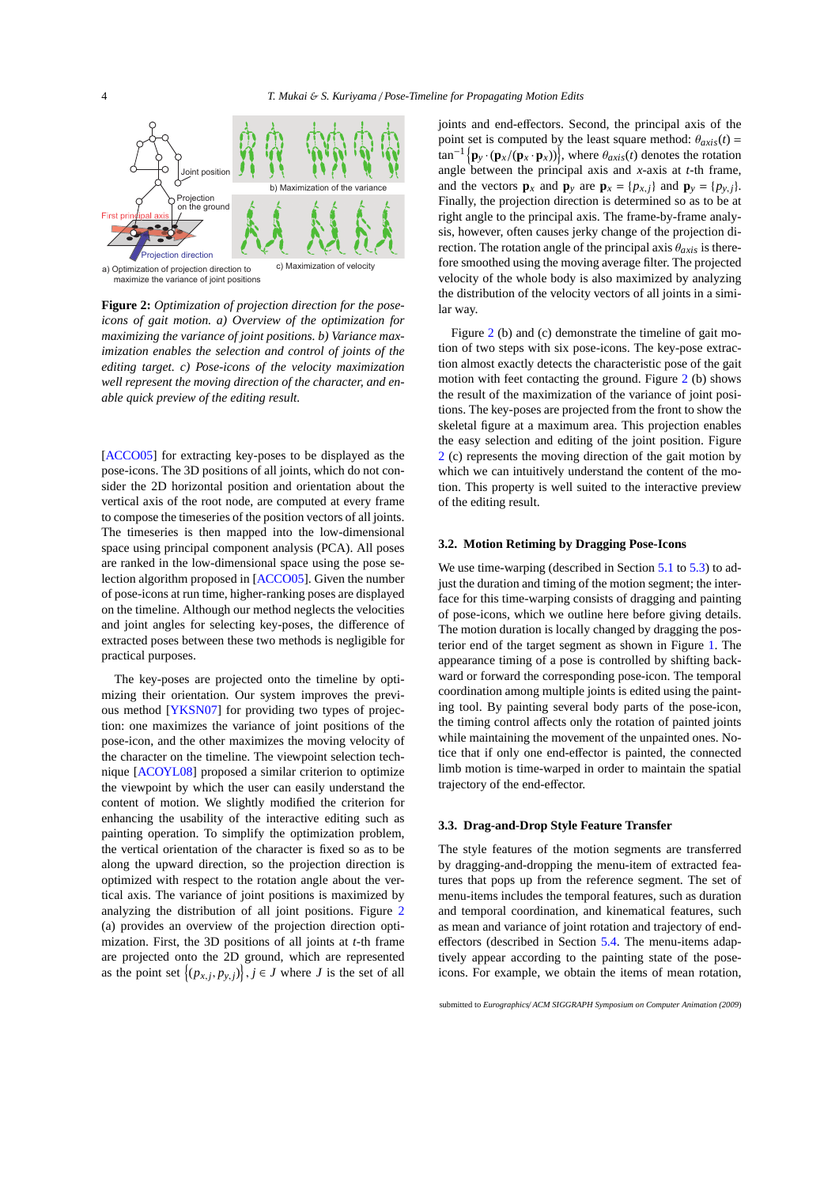**Figure 2:** *Optimization of projection direction for the pose-icons of gait motion. a) Overview of the optimization for maximizing the variance of joint positions. b) Variance maximization enables the selection and control of joints of the editing target. c) Pose-icons of the velocity maximization well represent the moving direction of the character, and enable quick preview of the editing result.*

[ACCO05] for extracting key-poses to be displayed as the pose-icons. The 3D positions of all joints, which do not consider the 2D horizontal position and orientation about the vertical axis of the root node, are computed at every frame to compose the timeseries of the position vectors of all joints. The timeseries is then mapped into the low-dimensional space using principal component analysis (PCA). All poses are ranked in the low-dimensional space using the pose selection algorithm proposed in [ACCO05]. Given the number of pose-icons at run time, higher-ranking poses are displayed on the timeline. Although our method neglects the velocities and joint angles for selecting key-poses, the difference of extracted poses between these two methods is negligible for practical purposes.

The key-poses are projected onto the timeline by optimizing their orientation. Our system improves the previous method [YKSN07] for providing two types of projection: one maximizes the variance of joint positions of the pose-icon, and the other maximizes the moving velocity of the character on the timeline. The viewpoint selection technique [ACOYL08] proposed a similar criterion to optimize the viewpoint by which the user can easily understand the content of motion. We slightly modified the criterion for enhancing the usability of the interactive editing such as painting operation. To simplify the optimization problem, the vertical orientation of the character is fixed so as to be along the upward direction, so the projection direction is optimized with respect to the rotation angle about the vertical axis. The variance of joint positions is maximized by analyzing the distribution of all joint positions. Figure 2 (a) provides an overview of the projection direction optimization. First, the 3D positions of all joints at $t$-th frame are projected onto the 2D ground, which are represented as the point set $\left\{(p_{x,j}, p_{y,j})\right\}, j \in J$ where $J$ is the set of all joints and end-effectors. Second, the principal axis of the point set is computed by the least square method: $\theta_{axis}(t) = \tan^{-1}\left\{\mathbf{p}_y \cdot (\mathbf{p}_x / (\mathbf{p}_x \cdot \mathbf{p}_x))\right\}$, where $\theta_{axis}(t)$ denotes the rotation angle between the principal axis and $x$-axis at $t$-th frame, and the vectors $\mathbf{p}_x$ and $\mathbf{p}_y$ are $\mathbf{p}_x = \{p_{x,j}\}$ and $\mathbf{p}_y = \{p_{y,j}\}$. Finally, the projection direction is determined so as to be at right angle to the principal axis. The frame-by-frame analysis, however, often causes jerky change of the projection direction. The rotation angle of the principal axis $\theta_{axis}$ is therefore smoothed using the moving average filter. The projected velocity of the whole body is also maximized by analyzing the distribution of the velocity vectors of all joints in a similar way.

Figure 2 (b) and (c) demonstrate the timeline of gait motion of two steps with six pose-icons. The key-pose extraction almost exactly detects the characteristic pose of the gait motion with feet contacting the ground. Figure 2 (b) shows the result of the maximization of the variance of joint positions. The key-poses are projected from the front to show the skeletal figure at a maximum area. This projection enables the easy selection and editing of the joint position. Figure 2 (c) represents the moving direction of the gait motion by which we can intuitively understand the content of the motion. This property is well suited to the interactive preview of the editing result.

### 3.2. Motion Retiming by Dragging Pose-Icons

We use time-warping (described in Section 5.1 to 5.3) to adjust the duration and timing of the motion segment; the interface for this time-warping consists of dragging and painting of pose-icons, which we outline here before giving details. The motion duration is locally changed by dragging the posterior end of the target segment as shown in Figure 1. The appearance timing of a pose is controlled by shifting backward or forward the corresponding pose-icon. The temporal coordination among multiple joints is edited using the painting tool. By painting several body parts of the pose-icon, the timing control affects only the rotation of painted joints while maintaining the movement of the unpainted ones. Notice that if only one end-effector is painted, the connected limb motion is time-warped in order to maintain the spatial trajectory of the end-effector.

### 3.3. Drag-and-Drop Style Feature Transfer

The style features of the motion segments are transferred by dragging-and-dropping the menu-item of extracted features that pops up from the reference segment. The set of menu-items includes the temporal features, such as duration and temporal coordination, and kinematical features, such as mean and variance of joint rotation and trajectory of end-effectors (described in Section 5.4. The menu-items adaptively appear according to the painting state of the pose-icons. For example, we obtain the items of mean rotation,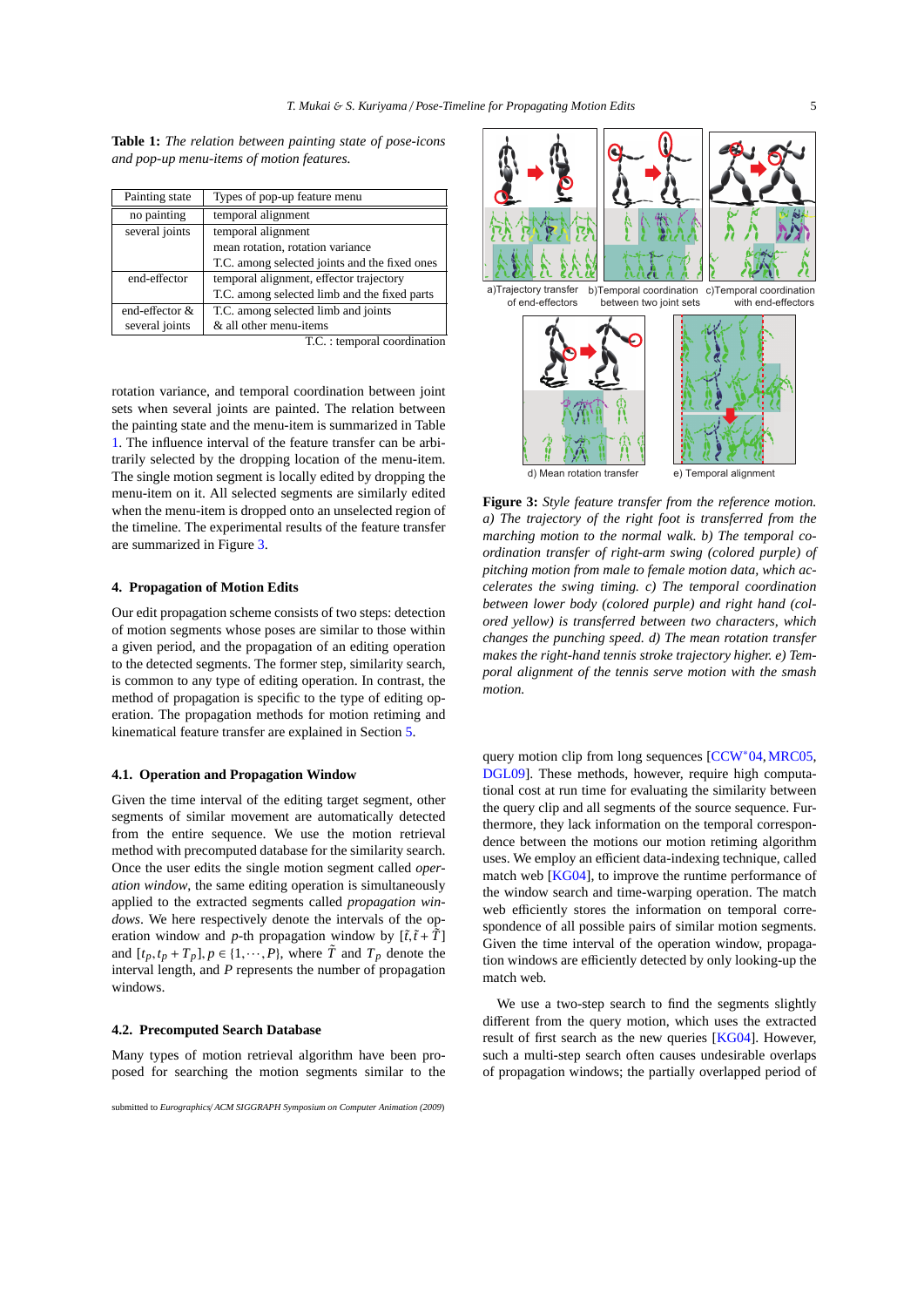**Table 1:** *The relation between painting state of pose-icons and pop-up menu-items of motion features.*

| Painting state | Types of pop-up feature menu |
| --- | --- |
| no painting | temporal alignment |
| several joints | temporal alignment<br>mean rotation, rotation variance<br>T.C. among selected joints and the fixed ones |
| end-effector | temporal alignment, effector trajectory<br>T.C. among selected limb and the fixed parts |
| end-effector & several joints | T.C. among selected limb and joints<br>& all other menu-items |

T.C. : temporal coordination

rotation variance, and temporal coordination between joint sets when several joints are painted. The relation between the painting state and the menu-item is summarized in Table 1. The influence interval of the feature transfer can be arbitrarily selected by the dropping location of the menu-item. The single motion segment is locally edited by dropping the menu-item on it. All selected segments are similarly edited when the menu-item is dropped onto an unselected region of the timeline. The experimental results of the feature transfer are summarized in Figure 3.

## 4. Propagation of Motion Edits

Our edit propagation scheme consists of two steps: detection of motion segments whose poses are similar to those within a given period, and the propagation of an editing operation to the detected segments. The former step, similarity search, is common to any type of editing operation. In contrast, the method of propagation is specific to the type of editing operation. The propagation methods for motion retiming and kinematical feature transfer are explained in Section 5.

### 4.1. Operation and Propagation Window

Given the time interval of the editing target segment, other segments of similar movement are automatically detected from the entire sequence. We use the motion retrieval method with precomputed database for the similarity search. Once the user edits the single motion segment called *operation window*, the same editing operation is simultaneously applied to the extracted segments called *propagation windows*. We here respectively denote the intervals of the operation window and $p$-th propagation window by $[\tilde{t}, \tilde{t}+\tilde{T}]$ and $[t_p, t_p+T_p], p \in \{1, \cdots, P\}$, where $\tilde{T}$ and $T_p$ denote the interval length, and $P$ represents the number of propagation windows.

### 4.2. Precomputed Search Database

Many types of motion retrieval algorithm have been proposed for searching the motion segments similar to the query motion clip from long sequences [CCW*04, MRC05, DGL09]. These methods, however, require high computational cost at run time for evaluating the similarity between the query clip and all segments of the source sequence. Furthermore, they lack information on the temporal correspondence between the motions our motion retiming algorithm uses. We employ an efficient data-indexing technique, called match web [KG04], to improve the runtime performance of the window search and time-warping operation. The match web efficiently stores the information on temporal correspondence of all possible pairs of similar motion segments. Given the time interval of the operation window, propagation windows are efficiently detected by only looking-up the match web.

a)Trajectory transfer of end-effectors b)Temporal coordination between two joint sets c)Temporal coordination with end-effectors d) Mean rotation transfer e) Temporal alignment

**Figure 3:** *Style feature transfer from the reference motion. a) The trajectory of the right foot is transferred from the marching motion to the normal walk. b) The temporal coordination transfer of right-arm swing (colored purple) of pitching motion from male to female motion data, which accelerates the swing timing. c) The temporal coordination between lower body (colored purple) and right hand (colored yellow) is transferred between two characters, which changes the punching speed. d) The mean rotation transfer makes the right-hand tennis stroke trajectory higher. e) Temporal alignment of the tennis serve motion with the smash motion.*

We use a two-step search to find the segments slightly different from the query motion, which uses the extracted result of first search as the new queries [KG04]. However, such a multi-step search often causes undesirable overlaps of propagation windows; the partially overlapped period of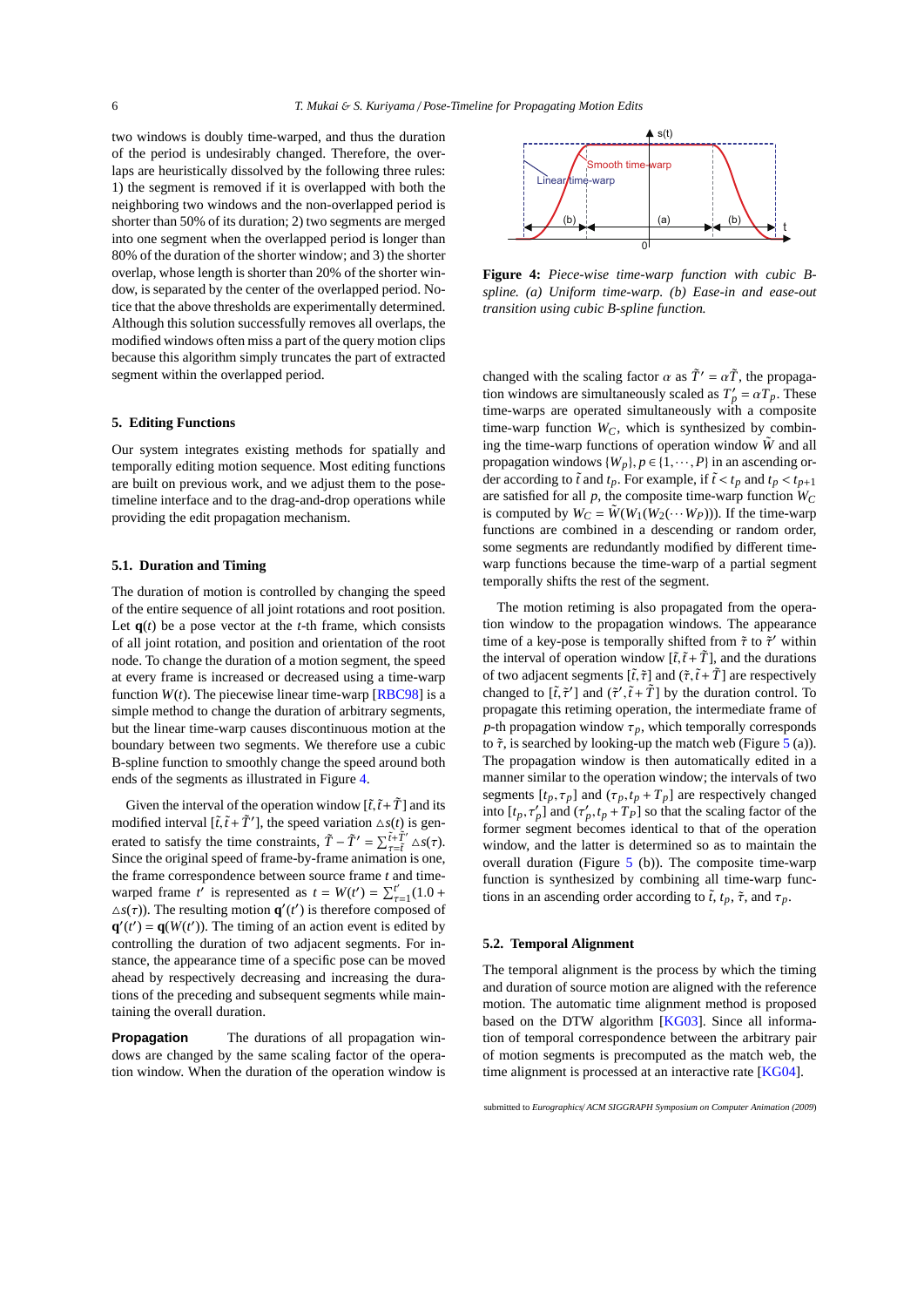two windows is doubly time-warped, and thus the duration of the period is undesirably changed. Therefore, the overlaps are heuristically dissolved by the following three rules: 1) the segment is removed if it is overlapped with both the neighboring two windows and the non-overlapped period is shorter than 50% of its duration; 2) two segments are merged into one segment when the overlapped period is longer than 80% of the duration of the shorter window; and 3) the shorter overlap, whose length is shorter than 20% of the shorter window, is separated by the center of the overlapped period. Notice that the above thresholds are experimentally determined. Although this solution successfully removes all overlaps, the modified windows often miss a part of the query motion clips because this algorithm simply truncates the part of extracted segment within the overlapped period.

## 5. Editing Functions

Our system integrates existing methods for spatially and temporally editing motion sequence. Most editing functions are built on previous work, and we adjust them to the pose-timeline interface and to the drag-and-drop operations while providing the edit propagation mechanism.

### 5.1. Duration and Timing

The duration of motion is controlled by changing the speed of the entire sequence of all joint rotations and root position. Let $\mathbf{q}(t)$ be a pose vector at the $t$-th frame, which consists of all joint rotation, and position and orientation of the root node. To change the duration of a motion segment, the speed at every frame is increased or decreased using a time-warp function $W(t)$. The piecewise linear time-warp [RBC98] is a simple method to change the duration of arbitrary segments, but the linear time-warp causes discontinuous motion at the boundary between two segments. We therefore use a cubic B-spline function to smoothly change the speed around both ends of the segments as illustrated in Figure 4.

Given the interval of the operation window $[\tilde{t}, \tilde{t}+\tilde{T}]$ and its modified interval $[\tilde{t}, \tilde{t}+\tilde{T}']$, the speed variation $\triangle s(t)$ is generated to satisfy the time constraints, $\tilde{T}-\tilde{T}' = \sum_{\tau=\tilde{t}}^{\tilde{t}+\tilde{T}'} \triangle s(\tau)$. Since the original speed of frame-by-frame animation is one, the frame correspondence between source frame $t$ and time-warped frame $t'$ is represented as $t = W(t') = \sum_{\tau=1}^{t'} (1.0 + \triangle s(\tau))$. The resulting motion $\mathbf{q}'(t')$ is therefore composed of $\mathbf{q}'(t') = \mathbf{q}(W(t'))$. The timing of an action event is edited by controlling the duration of two adjacent segments. For instance, the appearance time of a specific pose can be moved ahead by respectively decreasing and increasing the durations of the preceding and subsequent segments while maintaining the overall duration.

**Propagation** The durations of all propagation windows are changed by the same scaling factor of the operation window. When the duration of the operation window is changed with the scaling factor $\alpha$ as $\tilde{T}' = \alpha\tilde{T}$, the propagation windows are simultaneously scaled as $T_p' = \alpha T_p$. These time-warps are operated simultaneously with a composite time-warp function $W_C$, which is synthesized by combining the time-warp functions of operation window $\tilde{W}$ and all propagation windows $\{W_p\}, p \in \{1, \cdots, P\}$ in an ascending order according to $\tilde{t}$ and $t_p$. For example, if $\tilde{t} < t_p$ and $t_p < t_{p+1}$ are satisfied for all $p$, the composite time-warp function $W_C$ is computed by $W_C = \tilde{W}(W_1(W_2(\cdots W_P)))$. If the time-warp functions are combined in a descending or random order, some segments are redundantly modified by different time-warp functions because the time-warp of a partial segment temporally shifts the rest of the segment.

Figure 4: *Piece-wise time-warp function with cubic B-spline. (a) Uniform time-warp. (b) Ease-in and ease-out transition using cubic B-spline function.*

The motion retiming is also propagated from the operation window to the propagation windows. The appearance time of a key-pose is temporally shifted from $\tilde{\tau}$ to $\tilde{\tau}'$ within the interval of operation window $[\tilde{t}, \tilde{t}+\tilde{T}]$, and the durations of two adjacent segments $[\tilde{t}, \tilde{\tau}]$ and $(\tilde{\tau}, \tilde{t}+\tilde{T}]$ are respectively changed to $[\tilde{t}, \tilde{\tau}']$ and $(\tilde{\tau}', \tilde{t}+\tilde{T}]$ by the duration control. To propagate this retiming operation, the intermediate frame of $p$-th propagation window $\tau_p$, which temporally corresponds to $\tilde{\tau}$, is searched by looking-up the match web (Figure 5 (a)). The propagation window is then automatically edited in a manner similar to the operation window; the intervals of two segments $[t_p, \tau_p]$ and $(\tau_p, t_p + T_p]$ are respectively changed into $[t_p, \tau_p']$ and $(\tau_p', t_p + T_P]$ so that the scaling factor of the former segment becomes identical to that of the operation window, and the latter is determined so as to maintain the overall duration (Figure 5 (b)). The composite time-warp function is synthesized by combining all time-warp functions in an ascending order according to $\tilde{t}$, $t_p$, $\tilde{\tau}$, and $\tau_p$.

### 5.2. Temporal Alignment

The temporal alignment is the process by which the timing and duration of source motion are aligned with the reference motion. The automatic time alignment method is proposed based on the DTW algorithm [KG03]. Since all information of temporal correspondence between the arbitrary pair of motion segments is precomputed as the match web, the time alignment is processed at an interactive rate [KG04].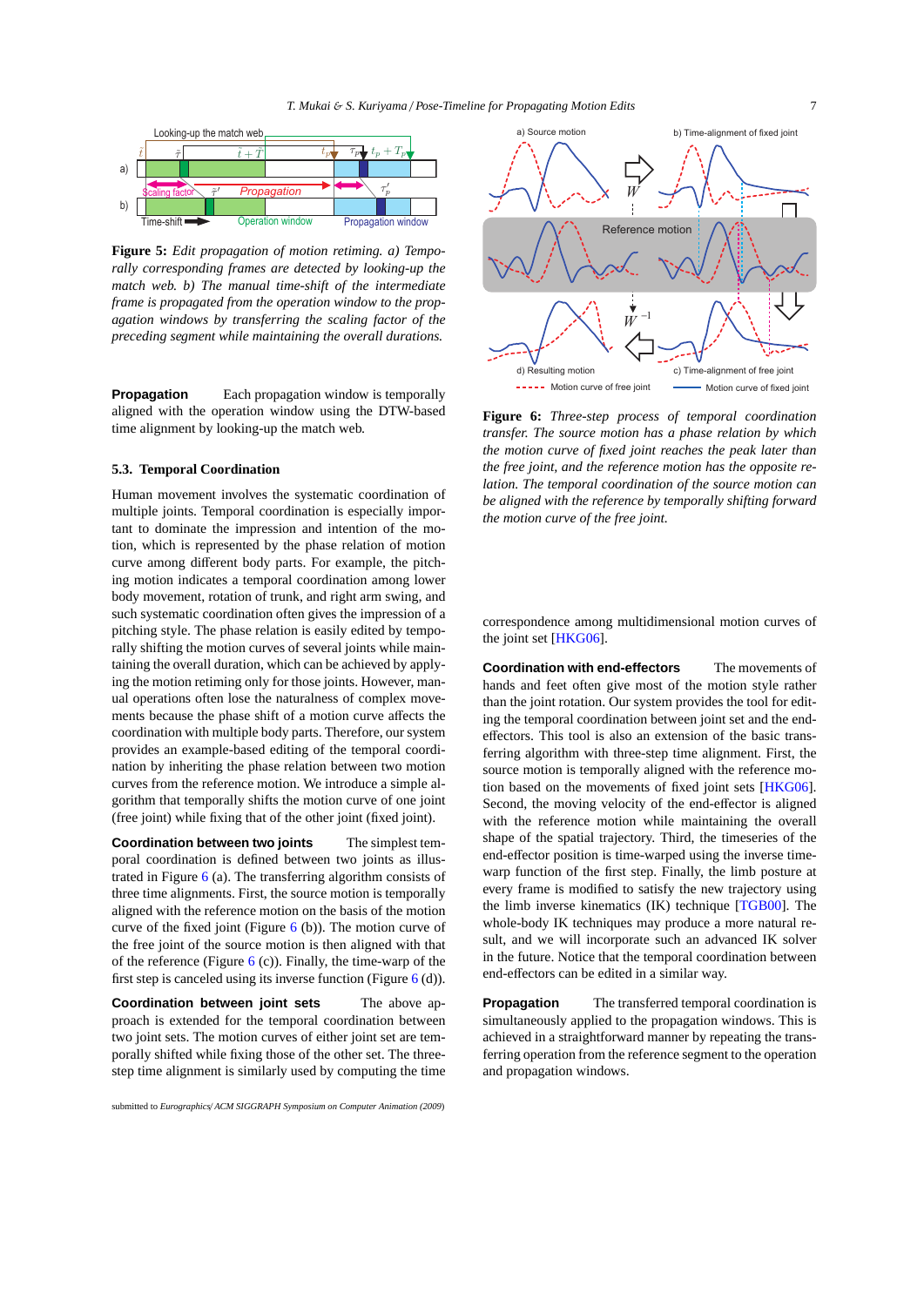**Figure 5:** *Edit propagation of motion retiming. a) Temporally corresponding frames are detected by looking-up the match web. b) The manual time-shift of the intermediate frame is propagated from the operation window to the propagation windows by transferring the scaling factor of the preceding segment while maintaining the overall durations.*

**Propagation** Each propagation window is temporally aligned with the operation window using the DTW-based time alignment by looking-up the match web.

### 5.3. Temporal Coordination

Human movement involves the systematic coordination of multiple joints. Temporal coordination is especially important to dominate the impression and intention of the motion, which is represented by the phase relation of motion curve among different body parts. For example, the pitching motion indicates a temporal coordination among lower body movement, rotation of trunk, and right arm swing, and such systematic coordination often gives the impression of a pitching style. The phase relation is easily edited by temporally shifting the motion curves of several joints while maintaining the overall duration, which can be achieved by applying the motion retiming only for those joints. However, manual operations often lose the naturalness of complex movements because the phase shift of a motion curve affects the coordination with multiple body parts. Therefore, our system provides an example-based editing of the temporal coordination by inheriting the phase relation between two motion curves from the reference motion. We introduce a simple algorithm that temporally shifts the motion curve of one joint (free joint) while fixing that of the other joint (fixed joint).

**Coordination between two joints** The simplest temporal coordination is defined between two joints as illustrated in Figure 6 (a). The transferring algorithm consists of three time alignments. First, the source motion is temporally aligned with the reference motion on the basis of the motion curve of the fixed joint (Figure 6 (b)). The motion curve of the free joint of the source motion is then aligned with that of the reference (Figure 6 (c)). Finally, the time-warp of the first step is canceled using its inverse function (Figure 6 (d)).

**Coordination between joint sets** The above approach is extended for the temporal coordination between two joint sets. The motion curves of either joint set are temporally shifted while fixing those of the other set. The three-step time alignment is similarly used by computing the time

**Figure 6:** *Three-step process of temporal coordination transfer. The source motion has a phase relation by which the motion curve of fixed joint reaches the peak later than the free joint, and the reference motion has the opposite relation. The temporal coordination of the source motion can be aligned with the reference by temporally shifting forward the motion curve of the free joint.*

correspondence among multidimensional motion curves of the joint set [HKG06].

**Coordination with end-effectors** The movements of hands and feet often give most of the motion style rather than the joint rotation. Our system provides the tool for editing the temporal coordination between joint set and the end-effectors. This tool is also an extension of the basic transferring algorithm with three-step time alignment. First, the source motion is temporally aligned with the reference motion based on the movements of fixed joint sets [HKG06]. Second, the moving velocity of the end-effector is aligned with the reference motion while maintaining the overall shape of the spatial trajectory. Third, the timeseries of the end-effector position is time-warped using the inverse time-warp function of the first step. Finally, the limb posture at every frame is modified to satisfy the new trajectory using the limb inverse kinematics (IK) technique [TGB00]. The whole-body IK techniques may produce a more natural result, and we will incorporate such an advanced IK solver in the future. Notice that the temporal coordination between end-effectors can be edited in a similar way.

**Propagation** The transferred temporal coordination is simultaneously applied to the propagation windows. This is achieved in a straightforward manner by repeating the transferring operation from the reference segment to the operation and propagation windows.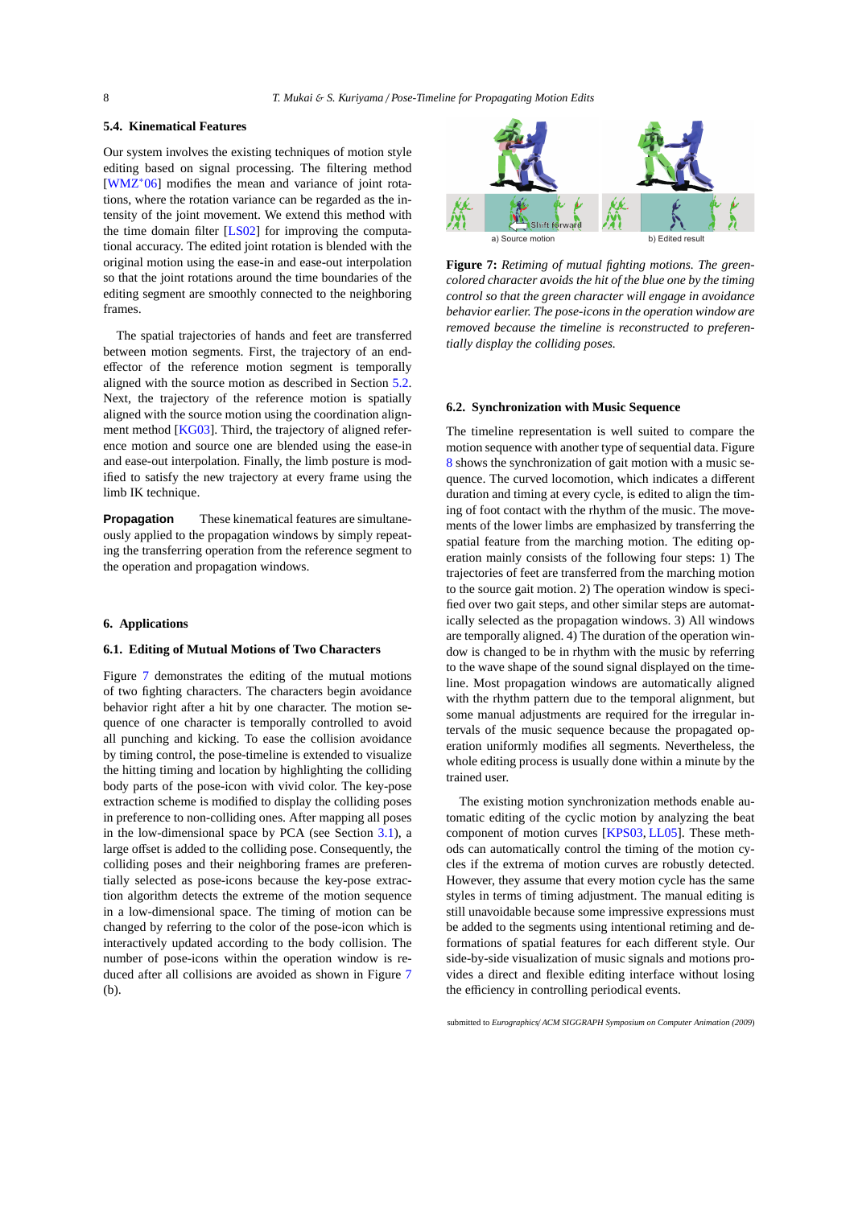### 5.4. Kinematical Features

Our system involves the existing techniques of motion style editing based on signal processing. The filtering method [WMZ*06] modifies the mean and variance of joint rotations, where the rotation variance can be regarded as the intensity of the joint movement. We extend this method with the time domain filter [LS02] for improving the computational accuracy. The edited joint rotation is blended with the original motion using the ease-in and ease-out interpolation so that the joint rotations around the time boundaries of the editing segment are smoothly connected to the neighboring frames.

The spatial trajectories of hands and feet are transferred between motion segments. First, the trajectory of an end-effector of the reference motion segment is temporally aligned with the source motion as described in Section 5.2. Next, the trajectory of the reference motion is spatially aligned with the source motion using the coordination alignment method [KG03]. Third, the trajectory of aligned reference motion and source one are blended using the ease-in and ease-out interpolation. Finally, the limb posture is modified to satisfy the new trajectory at every frame using the limb IK technique.

**Propagation** These kinematical features are simultaneously applied to the propagation windows by simply repeating the transferring operation from the reference segment to the operation and propagation windows.

## 6. Applications

### 6.1. Editing of Mutual Motions of Two Characters

Figure 7 demonstrates the editing of the mutual motions of two fighting characters. The characters begin avoidance behavior right after a hit by one character. The motion sequence of one character is temporally controlled to avoid all punching and kicking. To ease the collision avoidance by timing control, the pose-timeline is extended to visualize the hitting timing and location by highlighting the colliding body parts of the pose-icon with vivid color. The key-pose extraction scheme is modified to display the colliding poses in preference to non-colliding ones. After mapping all poses in the low-dimensional space by PCA (see Section 3.1), a large offset is added to the colliding pose. Consequently, the colliding poses and their neighboring frames are preferentially selected as pose-icons because the key-pose extraction algorithm detects the extreme of the motion sequence in a low-dimensional space. The timing of motion can be changed by referring to the color of the pose-icon which is interactively updated according to the body collision. The number of pose-icons within the operation window is reduced after all collisions are avoided as shown in Figure 7 (b).

Shift forward

a) Source motion b) Edited result

**Figure 7:** *Retiming of mutual fighting motions. The green-colored character avoids the hit of the blue one by the timing control so that the green character will engage in avoidance behavior earlier. The pose-icons in the operation window are removed because the timeline is reconstructed to preferentially display the colliding poses.*

### 6.2. Synchronization with Music Sequence

The timeline representation is well suited to compare the motion sequence with another type of sequential data. Figure 8 shows the synchronization of gait motion with a music sequence. The curved locomotion, which indicates a different duration and timing at every cycle, is edited to align the timing of foot contact with the rhythm of the music. The movements of the lower limbs are emphasized by transferring the spatial feature from the marching motion. The editing operation mainly consists of the following four steps: 1) The trajectories of feet are transferred from the marching motion to the source gait motion. 2) The operation window is specified over two gait steps, and other similar steps are automatically selected as the propagation windows. 3) All windows are temporally aligned. 4) The duration of the operation window is changed to be in rhythm with the music by referring to the wave shape of the sound signal displayed on the timeline. Most propagation windows are automatically aligned with the rhythm pattern due to the temporal alignment, but some manual adjustments are required for the irregular intervals of the music sequence because the propagated operation uniformly modifies all segments. Nevertheless, the whole editing process is usually done within a minute by the trained user.

The existing motion synchronization methods enable automatic editing of the cyclic motion by analyzing the beat component of motion curves [KPS03, LL05]. These methods can automatically control the timing of the motion cycles if the extrema of motion curves are robustly detected. However, they assume that every motion cycle has the same styles in terms of timing adjustment. The manual editing is still unavoidable because some impressive expressions must be added to the segments using intentional retiming and deformations of spatial features for each different style. Our side-by-side visualization of music signals and motions provides a direct and flexible editing interface without losing the efficiency in controlling periodical events.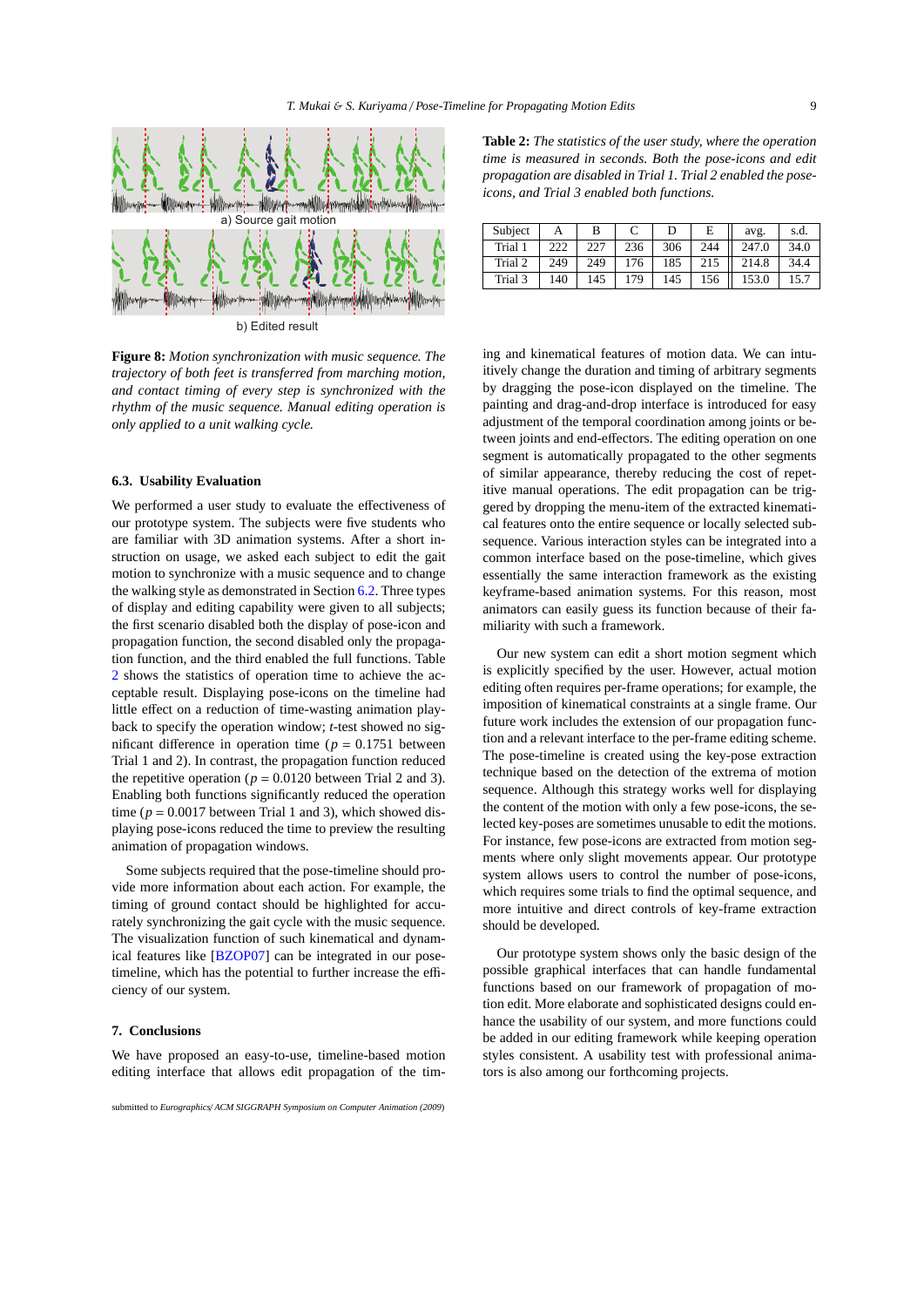a) Source gait motion

b) Edited result

**Figure 8:** *Motion synchronization with music sequence. The trajectory of both feet is transferred from marching motion, and contact timing of every step is synchronized with the rhythm of the music sequence. Manual editing operation is only applied to a unit walking cycle.*

### 6.3. Usability Evaluation

We performed a user study to evaluate the effectiveness of our prototype system. The subjects were five students who are familiar with 3D animation systems. After a short instruction on usage, we asked each subject to edit the gait motion to synchronize with a music sequence and to change the walking style as demonstrated in Section 6.2. Three types of display and editing capability were given to all subjects; the first scenario disabled both the display of pose-icon and propagation function, the second disabled only the propagation function, and the third enabled the full functions. Table 2 shows the statistics of operation time to achieve the acceptable result. Displaying pose-icons on the timeline had little effect on a reduction of time-wasting animation playback to specify the operation window; *t*-test showed no significant difference in operation time ($p = 0.1751$ between Trial 1 and 2). In contrast, the propagation function reduced the repetitive operation ($p = 0.0120$ between Trial 2 and 3). Enabling both functions significantly reduced the operation time ($p = 0.0017$ between Trial 1 and 3), which showed displaying pose-icons reduced the time to preview the resulting animation of propagation windows.

Some subjects required that the pose-timeline should provide more information about each action. For example, the timing of ground contact should be highlighted for accurately synchronizing the gait cycle with the music sequence. The visualization function of such kinematical and dynamical features like [BZOP07] can be integrated in our pose-timeline, which has the potential to further increase the efficiency of our system.

## 7. Conclusions

We have proposed an easy-to-use, timeline-based motion editing interface that allows edit propagation of the timing and kinematical features of motion data. We can intuitively change the duration and timing of arbitrary segments by dragging the pose-icon displayed on the timeline. The painting and drag-and-drop interface is introduced for easy adjustment of the temporal coordination among joints or between joints and end-effectors. The editing operation on one segment is automatically propagated to the other segments of similar appearance, thereby reducing the cost of repetitive manual operations. The edit propagation can be triggered by dropping the menu-item of the extracted kinematical features onto the entire sequence or locally selected subsequence. Various interaction styles can be integrated into a common interface based on the pose-timeline, which gives essentially the same interaction framework as the existing keyframe-based animation systems. For this reason, most animators can easily guess its function because of their familiarity with such a framework.

**Table 2:** *The statistics of the user study, where the operation time is measured in seconds. Both the pose-icons and edit propagation are disabled in Trial 1. Trial 2 enabled the pose-icons, and Trial 3 enabled both functions.*

| Subject | A | B | C | D | E | avg. | s.d. |
|---|---|---|---|---|---|---|---|
| Trial 1 | 222 | 227 | 236 | 306 | 244 | 247.0 | 34.0 |
| Trial 2 | 249 | 249 | 176 | 185 | 215 | 214.8 | 34.4 |
| Trial 3 | 140 | 145 | 179 | 145 | 156 | 153.0 | 15.7 |

Our new system can edit a short motion segment which is explicitly specified by the user. However, actual motion editing often requires per-frame operations; for example, the imposition of kinematical constraints at a single frame. Our future work includes the extension of our propagation function and a relevant interface to the per-frame editing scheme. The pose-timeline is created using the key-pose extraction technique based on the detection of the extrema of motion sequence. Although this strategy works well for displaying the content of the motion with only a few pose-icons, the selected key-poses are sometimes unusable to edit the motions. For instance, few pose-icons are extracted from motion segments where only slight movements appear. Our prototype system allows users to control the number of pose-icons, which requires some trials to find the optimal sequence, and more intuitive and direct controls of key-frame extraction should be developed.

Our prototype system shows only the basic design of the possible graphical interfaces that can handle fundamental functions based on our framework of propagation of motion edit. More elaborate and sophisticated designs could enhance the usability of our system, and more functions could be added in our editing framework while keeping operation styles consistent. A usability test with professional animators is also among our forthcoming projects.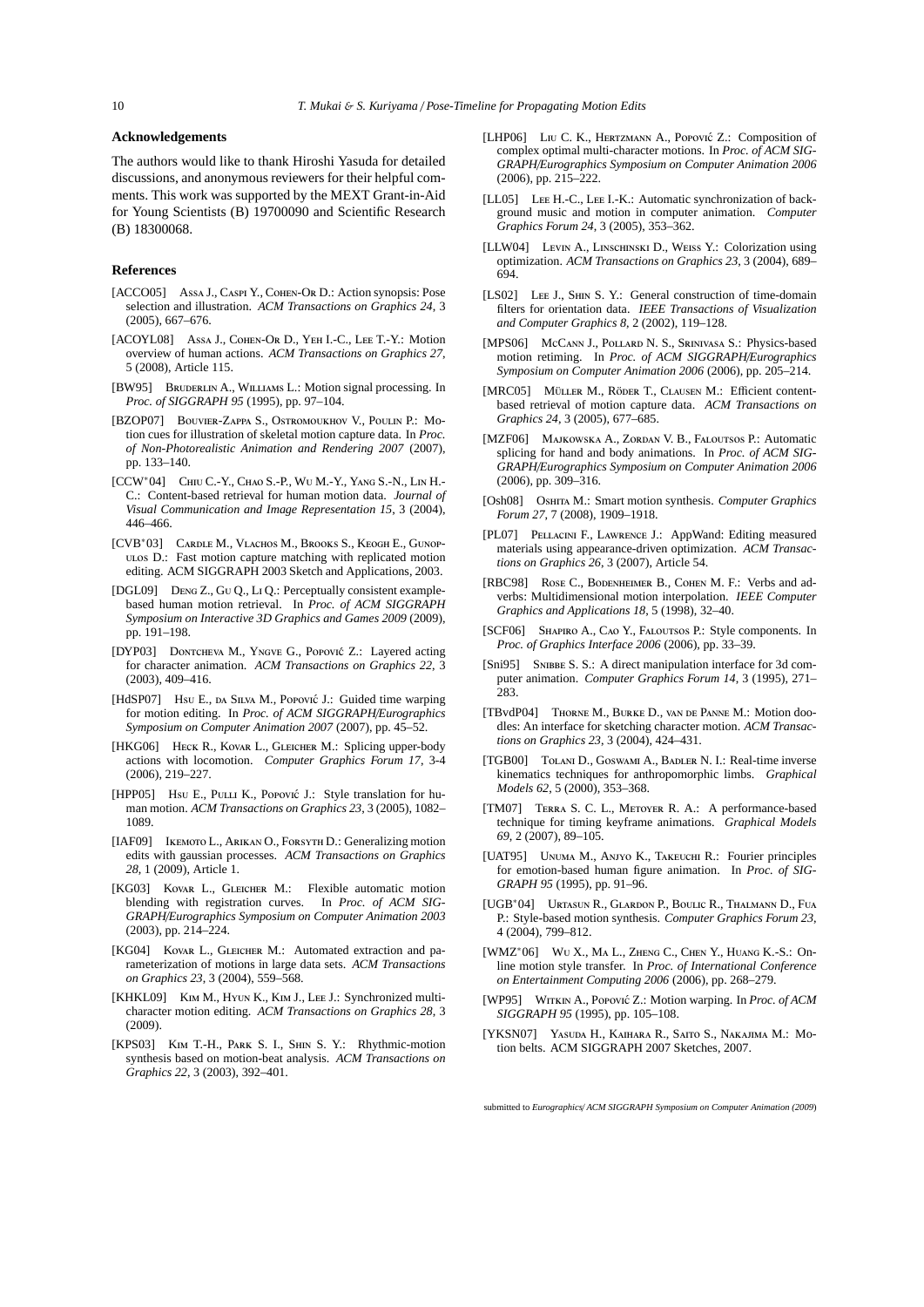## Acknowledgements

The authors would like to thank Hiroshi Yasuda for detailed discussions, and anonymous reviewers for their helpful comments. This work was supported by the MEXT Grant-in-Aid for Young Scientists (B) 19700090 and Scientific Research (B) 18300068.

## References

[ACCO05] Assa J., Caspi Y., Cohen-Or D.: Action synopsis: Pose selection and illustration. *ACM Transactions on Graphics 24*, 3 (2005), 667–676.

[ACOYL08] Assa J., Cohen-Or D., Yeh I.-C., Lee T.-Y.: Motion overview of human actions. *ACM Transactions on Graphics 27*, 5 (2008), Article 115.

[BW95] Bruderlin A., Williams L.: Motion signal processing. In *Proc. of SIGGRAPH 95* (1995), pp. 97–104.

[BZOP07] Bouvier-Zappa S., Ostromoukhov V., Poulin P.: Motion cues for illustration of skeletal motion capture data. In *Proc. of Non-Photorealistic Animation and Rendering 2007* (2007), pp. 133–140.

[CCW*04] Chiu C.-Y., Chao S.-P., Wu M.-Y., Yang S.-N., Lin H.-C.: Content-based retrieval for human motion data. *Journal of Visual Communication and Image Representation 15*, 3 (2004), 446–466.

[CVB*03] Cardle M., Vlachos M., Brooks S., Keogh E., Gunopulos D.: Fast motion capture matching with replicated motion editing. ACM SIGGRAPH 2003 Sketch and Applications, 2003.

[DGL09] Deng Z., Gu Q., Li Q.: Perceptually consistent example-based human motion retrieval. In *Proc. of ACM SIGGRAPH Symposium on Interactive 3D Graphics and Games 2009* (2009), pp. 191–198.

[DYP03] Dontcheva M., Yngve G., Popović Z.: Layered acting for character animation. *ACM Transactions on Graphics 22*, 3 (2003), 409–416.

[HdSP07] Hsu E., da Silva M., Popović J.: Guided time warping for motion editing. In *Proc. of ACM SIGGRAPH/Eurographics Symposium on Computer Animation 2007* (2007), pp. 45–52.

[HKG06] Heck R., Kovar L., Gleicher M.: Splicing upper-body actions with locomotion. *Computer Graphics Forum 17*, 3-4 (2006), 219–227.

[HPP05] Hsu E., Pulli K., Popović J.: Style translation for human motion. *ACM Transactions on Graphics 23*, 3 (2005), 1082–1089.

[IAF09] Ikemoto L., Arikan O., Forsyth D.: Generalizing motion edits with gaussian processes. *ACM Transactions on Graphics 28*, 1 (2009), Article 1.

[KG03] Kovar L., Gleicher M.: Flexible automatic motion blending with registration curves. In *Proc. of ACM SIGGRAPH/Eurographics Symposium on Computer Animation 2003* (2003), pp. 214–224.

[KG04] Kovar L., Gleicher M.: Automated extraction and parameterization of motions in large data sets. *ACM Transactions on Graphics 23*, 3 (2004), 559–568.

[KHKL09] Kim M., Hyun K., Kim J., Lee J.: Synchronized multi-character motion editing. *ACM Transactions on Graphics 28*, 3 (2009).

[KPS03] Kim T.-H., Park S. I., Shin S. Y.: Rhythmic-motion synthesis based on motion-beat analysis. *ACM Transactions on Graphics 22*, 3 (2003), 392–401.

[LHP06] Liu C. K., Hertzmann A., Popović Z.: Composition of complex optimal multi-character motions. In *Proc. of ACM SIGGRAPH/Eurographics Symposium on Computer Animation 2006* (2006), pp. 215–222.

[LL05] Lee H.-C., Lee I.-K.: Automatic synchronization of background music and motion in computer animation. *Computer Graphics Forum 24*, 3 (2005), 353–362.

[LLW04] Levin A., Linschinski D., Weiss Y.: Colorization using optimization. *ACM Transactions on Graphics 23*, 3 (2004), 689–694.

[LS02] Lee J., Shin S. Y.: General construction of time-domain filters for orientation data. *IEEE Transactions of Visualization and Computer Graphics 8*, 2 (2002), 119–128.

[MPS06] McCann J., Pollard N. S., Srinivasa S.: Physics-based motion retiming. In *Proc. of ACM SIGGRAPH/Eurographics Symposium on Computer Animation 2006* (2006), pp. 205–214.

[MRC05] Müller M., Röder T., Clausen M.: Efficient content-based retrieval of motion capture data. *ACM Transactions on Graphics 24*, 3 (2005), 677–685.

[MZF06] Majkowska A., Zordan V. B., Faloutsos P.: Automatic splicing for hand and body animations. In *Proc. of ACM SIGGRAPH/Eurographics Symposium on Computer Animation 2006* (2006), pp. 309–316.

[Osh08] Oshita M.: Smart motion synthesis. *Computer Graphics Forum 27*, 7 (2008), 1909–1918.

[PL07] Pellacini F., Lawrence J.: AppWand: Editing measured materials using appearance-driven optimization. *ACM Transactions on Graphics 26*, 3 (2007), Article 54.

[RBC98] Rose C., Bodenheimer B., Cohen M. F.: Verbs and adverbs: Multidimensional motion interpolation. *IEEE Computer Graphics and Applications 18*, 5 (1998), 32–40.

[SCF06] Shapiro A., Cao Y., Faloutsos P.: Style components. In *Proc. of Graphics Interface 2006* (2006), pp. 33–39.

[Sni95] Snibbe S. S.: A direct manipulation interface for 3d computer animation. *Computer Graphics Forum 14*, 3 (1995), 271–283.

[TBvdP04] Thorne M., Burke D., van de Panne M.: Motion doodles: An interface for sketching character motion. *ACM Transactions on Graphics 23*, 3 (2004), 424–431.

[TGB00] Tolani D., Goswami A., Badler N. I.: Real-time inverse kinematics techniques for anthropomorphic limbs. *Graphical Models 62*, 5 (2000), 353–368.

[TM07] Terra S. C. L., Metoyer R. A.: A performance-based technique for timing keyframe animations. *Graphical Models 69*, 2 (2007), 89–105.

[UAT95] Unuma M., Anjyo K., Takeuchi R.: Fourier principles for emotion-based human figure animation. In *Proc. of SIGGRAPH 95* (1995), pp. 91–96.

[UGB*04] Urtasun R., Glardon P., Boulic R., Thalmann D., Fua P.: Style-based motion synthesis. *Computer Graphics Forum 23*, 4 (2004), 799–812.

[WMZ*06] Wu X., Ma L., Zheng C., Chen Y., Huang K.-S.: On-line motion style transfer. In *Proc. of International Conference on Entertainment Computing 2006* (2006), pp. 268–279.

[WP95] Witkin A., Popović Z.: Motion warping. In *Proc. of ACM SIGGRAPH 95* (1995), pp. 105–108.

[YKSN07] Yasuda H., Kaihara R., Saito S., Nakajima M.: Motion belts. ACM SIGGRAPH 2007 Sketches, 2007.